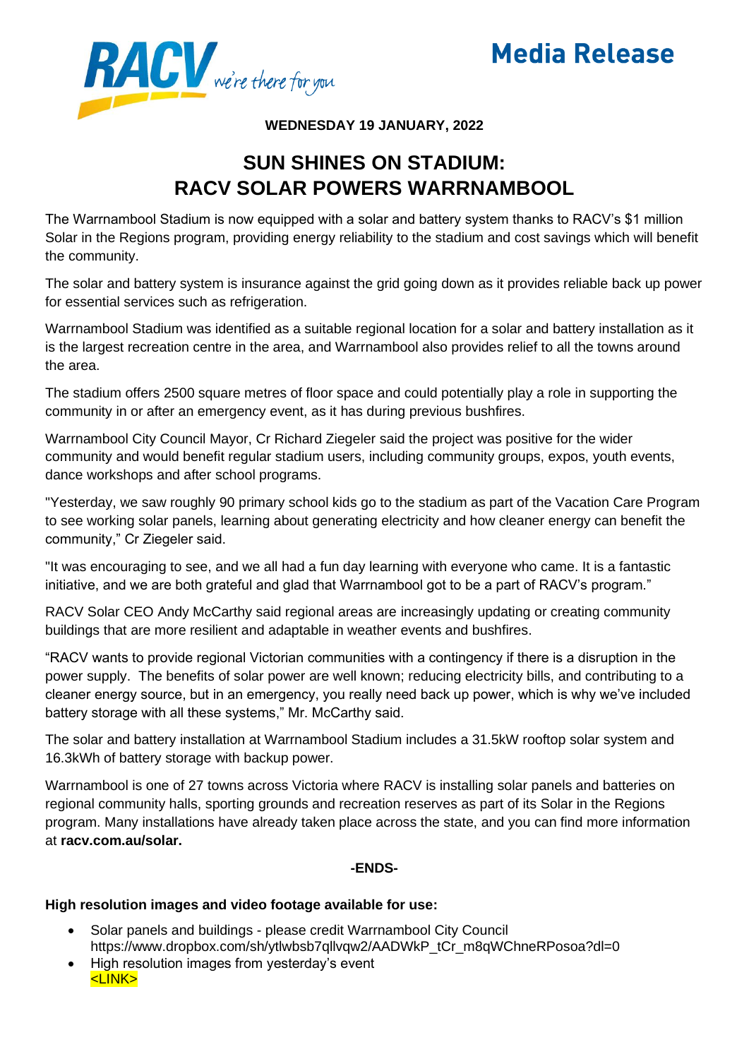RACV we're there for you

**Media Release**

**WEDNESDAY 19 JANUARY, 2022**

# SUN SHINES ON STADIUM: RACV SOLAR POWERS WARRNAMBOOL

The Warrnambool Stadium is now equipped with a solar and battery system thanks to RACV's $1 million Solar in the Regions program, providing energy reliability to the stadium and cost savings which will benefit the community.

The solar and battery system is insurance against the grid going down as it provides reliable back up power for essential services such as refrigeration.

Warrnambool Stadium was identified as a suitable regional location for a solar and battery installation as it is the largest recreation centre in the area, and Warrnambool also provides relief to all the towns around the area.

The stadium offers 2500 square metres of floor space and could potentially play a role in supporting the community in or after an emergency event, as it has during previous bushfires.

Warrnambool City Council Mayor, Cr Richard Ziegeler said the project was positive for the wider community and would benefit regular stadium users, including community groups, expos, youth events, dance workshops and after school programs.

"Yesterday, we saw roughly 90 primary school kids go to the stadium as part of the Vacation Care Program to see working solar panels, learning about generating electricity and how cleaner energy can benefit the community," Cr Ziegeler said.

"It was encouraging to see, and we all had a fun day learning with everyone who came. It is a fantastic initiative, and we are both grateful and glad that Warrnambool got to be a part of RACV's program."

RACV Solar CEO Andy McCarthy said regional areas are increasingly updating or creating community buildings that are more resilient and adaptable in weather events and bushfires.

"RACV wants to provide regional Victorian communities with a contingency if there is a disruption in the power supply. The benefits of solar power are well known; reducing electricity bills, and contributing to a cleaner energy source, but in an emergency, you really need back up power, which is why we've included battery storage with all these systems," Mr. McCarthy said.

The solar and battery installation at Warrnambool Stadium includes a 31.5kW rooftop solar system and 16.3kWh of battery storage with backup power.

Warrnambool is one of 27 towns across Victoria where RACV is installing solar panels and batteries on regional community halls, sporting grounds and recreation reserves as part of its Solar in the Regions program. Many installations have already taken place across the state, and you can find more information at **racv.com.au/solar.**

**-ENDS-**

**High resolution images and video footage available for use:**

- Solar panels and buildings - please credit Warrnambool City Council
  https://www.dropbox.com/sh/ytlwbsb7qllvqw2/AADWkP_tCr_m8qWChneRPosoa?dl=0
- High resolution images from yesterday's event
  <LINK>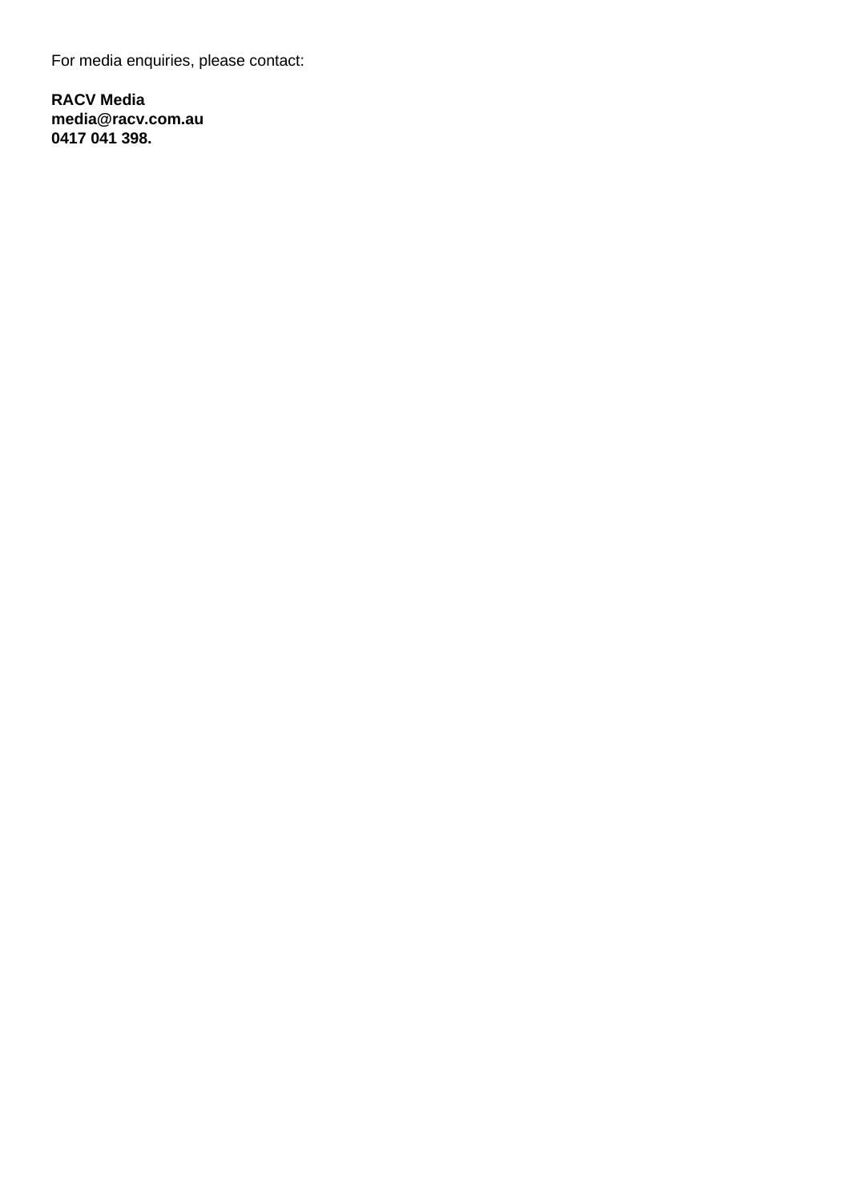For media enquiries, please contact:

**RACV Media**
**media@racv.com.au**
**0417 041 398.**